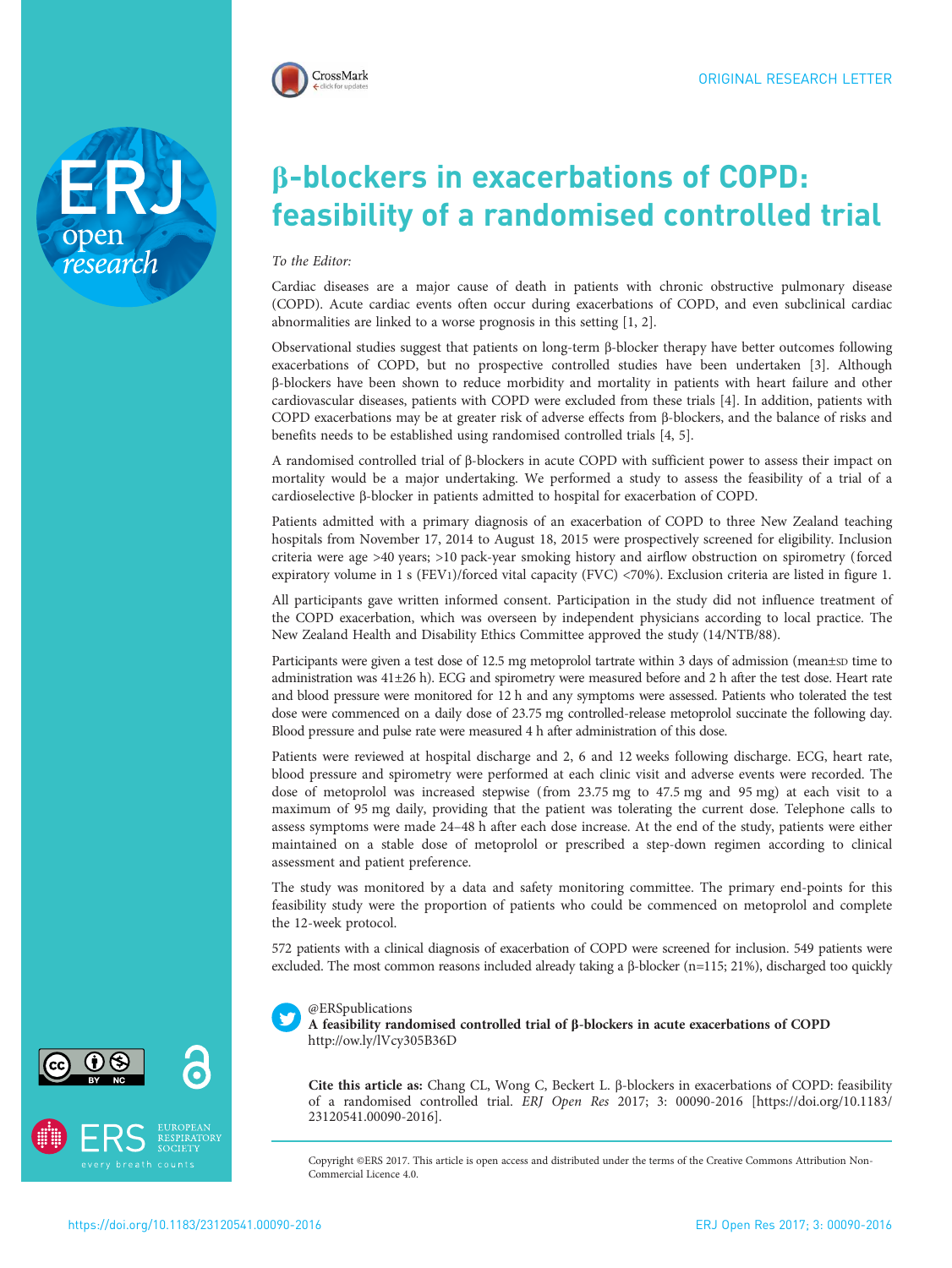ORIGINAL RESEARCH LETTER

# β-blockers in exacerbations of COPD: feasibility of a randomised controlled trial

*To the Editor:*

Cardiac diseases are a major cause of death in patients with chronic obstructive pulmonary disease (COPD). Acute cardiac events often occur during exacerbations of COPD, and even subclinical cardiac abnormalities are linked to a worse prognosis in this setting [1, 2].

Observational studies suggest that patients on long-term β-blocker therapy have better outcomes following exacerbations of COPD, but no prospective controlled studies have been undertaken [3]. Although β-blockers have been shown to reduce morbidity and mortality in patients with heart failure and other cardiovascular diseases, patients with COPD were excluded from these trials [4]. In addition, patients with COPD exacerbations may be at greater risk of adverse effects from β-blockers, and the balance of risks and benefits needs to be established using randomised controlled trials [4, 5].

A randomised controlled trial of β-blockers in acute COPD with sufficient power to assess their impact on mortality would be a major undertaking. We performed a study to assess the feasibility of a trial of a cardioselective β-blocker in patients admitted to hospital for exacerbation of COPD.

Patients admitted with a primary diagnosis of an exacerbation of COPD to three New Zealand teaching hospitals from November 17, 2014 to August 18, 2015 were prospectively screened for eligibility. Inclusion criteria were age >40 years; >10 pack-year smoking history and airflow obstruction on spirometry (forced expiratory volume in 1 s ($FEV_1$)/forced vital capacity (FVC) <70%). Exclusion criteria are listed in figure 1.

All participants gave written informed consent. Participation in the study did not influence treatment of the COPD exacerbation, which was overseen by independent physicians according to local practice. The New Zealand Health and Disability Ethics Committee approved the study (14/NTB/88).

Participants were given a test dose of 12.5 mg metoprolol tartrate within 3 days of admission (mean±SD time to administration was 41±26 h). ECG and spirometry were measured before and 2 h after the test dose. Heart rate and blood pressure were monitored for 12 h and any symptoms were assessed. Patients who tolerated the test dose were commenced on a daily dose of 23.75 mg controlled-release metoprolol succinate the following day. Blood pressure and pulse rate were measured 4 h after administration of this dose.

Patients were reviewed at hospital discharge and 2, 6 and 12 weeks following discharge. ECG, heart rate, blood pressure and spirometry were performed at each clinic visit and adverse events were recorded. The dose of metoprolol was increased stepwise (from 23.75 mg to 47.5 mg and 95 mg) at each visit to a maximum of 95 mg daily, providing that the patient was tolerating the current dose. Telephone calls to assess symptoms were made 24–48 h after each dose increase. At the end of the study, patients were either maintained on a stable dose of metoprolol or prescribed a step-down regimen according to clinical assessment and patient preference.

The study was monitored by a data and safety monitoring committee. The primary end-points for this feasibility study were the proportion of patients who could be commenced on metoprolol and complete the 12-week protocol.

572 patients with a clinical diagnosis of exacerbation of COPD were screened for inclusion. 549 patients were excluded. The most common reasons included already taking a β-blocker (n=115; 21%), discharged too quickly

@ERSpublications
**A feasibility randomised controlled trial of β-blockers in acute exacerbations of COPD**
http://ow.ly/lVcy305B36D

**Cite this article as:** Chang CL, Wong C, Beckert L. β-blockers in exacerbations of COPD: feasibility of a randomised controlled trial. *ERJ Open Res* 2017; 3: 00090-2016 [https://doi.org/10.1183/23120541.00090-2016].

Copyright ©ERS 2017. This article is open access and distributed under the terms of the Creative Commons Attribution Non-Commercial Licence 4.0.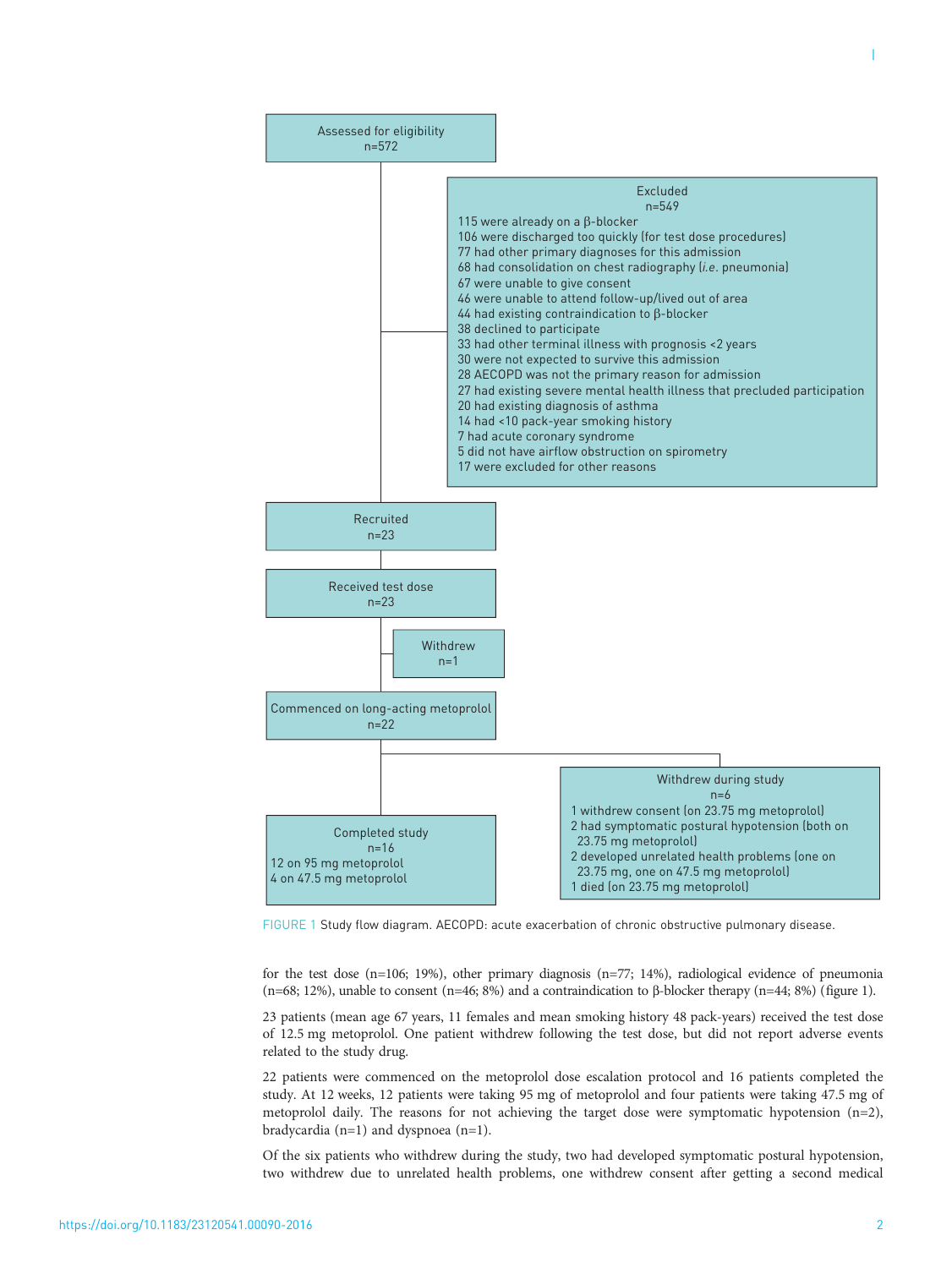Assessed for eligibility
n=572

Excluded
n=549
- 115 were already on a β-blocker
- 106 were discharged too quickly (for test dose procedures)
- 77 had other primary diagnoses for this admission
- 68 had consolidation on chest radiography (*i.e.* pneumonia)
- 67 were unable to give consent
- 46 were unable to attend follow-up/lived out of area
- 44 had existing contraindication to β-blocker
- 38 declined to participate
- 33 had other terminal illness with prognosis <2 years
- 30 were not expected to survive this admission
- 28 AECOPD was not the primary reason for admission
- 27 had existing severe mental health illness that precluded participation
- 20 had existing diagnosis of asthma
- 14 had <10 pack-year smoking history
- 7 had acute coronary syndrome
- 5 did not have airflow obstruction on spirometry
- 17 were excluded for other reasons

Recruited
n=23

Received test dose
n=23

Withdrew
n=1

Commenced on long-acting metoprolol
n=22

Withdrew during study
n=6
- 1 withdrew consent (on 23.75 mg metoprolol)
- 2 had symptomatic postural hypotension (both on 23.75 mg metoprolol)
- 2 developed unrelated health problems (one on 23.75 mg, one on 47.5 mg metoprolol)
- 1 died (on 23.75 mg metoprolol)

Completed study
n=16
- 12 on 95 mg metoprolol
- 4 on 47.5 mg metoprolol

FIGURE 1 Study flow diagram. AECOPD: acute exacerbation of chronic obstructive pulmonary disease.

for the test dose (n=106; 19%), other primary diagnosis (n=77; 14%), radiological evidence of pneumonia (n=68; 12%), unable to consent (n=46; 8%) and a contraindication to β-blocker therapy (n=44; 8%) (figure 1).

23 patients (mean age 67 years, 11 females and mean smoking history 48 pack-years) received the test dose of 12.5 mg metoprolol. One patient withdrew following the test dose, but did not report adverse events related to the study drug.

22 patients were commenced on the metoprolol dose escalation protocol and 16 patients completed the study. At 12 weeks, 12 patients were taking 95 mg of metoprolol and four patients were taking 47.5 mg of metoprolol daily. The reasons for not achieving the target dose were symptomatic hypotension (n=2), bradycardia (n=1) and dyspnoea (n=1).

Of the six patients who withdrew during the study, two had developed symptomatic postural hypotension, two withdrew due to unrelated health problems, one withdrew consent after getting a second medical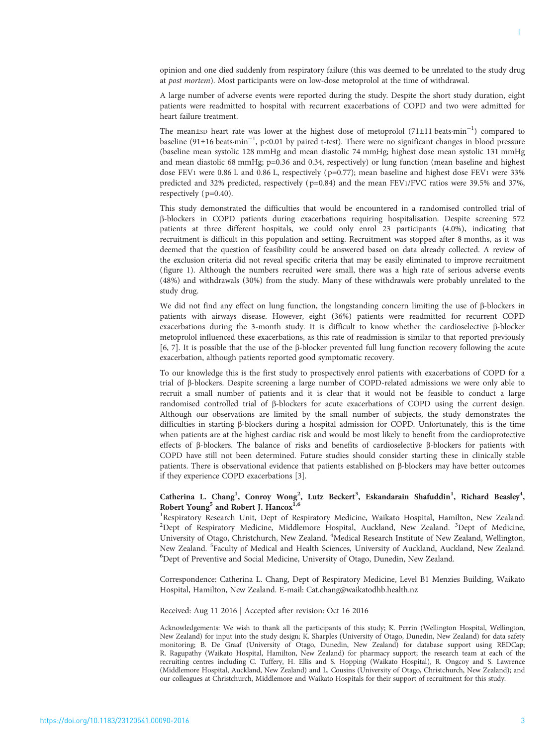opinion and one died suddenly from respiratory failure (this was deemed to be unrelated to the study drug at *post mortem*). Most participants were on low-dose metoprolol at the time of withdrawal.

A large number of adverse events were reported during the study. Despite the short study duration, eight patients were readmitted to hospital with recurrent exacerbations of COPD and two were admitted for heart failure treatment.

The mean±SD heart rate was lower at the highest dose of metoprolol (71±11 beats·min$^{-1}$) compared to baseline (91±16 beats·min$^{-1}$, $p<0.01$ by paired t-test). There were no significant changes in blood pressure (baseline mean systolic 128 mmHg and mean diastolic 74 mmHg; highest dose mean systolic 131 mmHg and mean diastolic 68 mmHg; $p=0.36$ and 0.34, respectively) or lung function (mean baseline and highest dose $FEV_1$ were 0.86 L and 0.86 L, respectively ($p=0.77$); mean baseline and highest dose $FEV_1$ were 33% predicted and 32% predicted, respectively ($p=0.84$) and the mean $FEV_1$/FVC ratios were 39.5% and 37%, respectively ($p=0.40$).

This study demonstrated the difficulties that would be encountered in a randomised controlled trial of β-blockers in COPD patients during exacerbations requiring hospitalisation. Despite screening 572 patients at three different hospitals, we could only enrol 23 participants (4.0%), indicating that recruitment is difficult in this population and setting. Recruitment was stopped after 8 months, as it was deemed that the question of feasibility could be answered based on data already collected. A review of the exclusion criteria did not reveal specific criteria that may be easily eliminated to improve recruitment (figure 1). Although the numbers recruited were small, there was a high rate of serious adverse events (48%) and withdrawals (30%) from the study. Many of these withdrawals were probably unrelated to the study drug.

We did not find any effect on lung function, the longstanding concern limiting the use of β-blockers in patients with airways disease. However, eight (36%) patients were readmitted for recurrent COPD exacerbations during the 3-month study. It is difficult to know whether the cardioselective β-blocker metoprolol influenced these exacerbations, as this rate of readmission is similar to that reported previously [6, 7]. It is possible that the use of the β-blocker prevented full lung function recovery following the acute exacerbation, although patients reported good symptomatic recovery.

To our knowledge this is the first study to prospectively enrol patients with exacerbations of COPD for a trial of β-blockers. Despite screening a large number of COPD-related admissions we were only able to recruit a small number of patients and it is clear that it would not be feasible to conduct a large randomised controlled trial of β-blockers for acute exacerbations of COPD using the current design. Although our observations are limited by the small number of subjects, the study demonstrates the difficulties in starting β-blockers during a hospital admission for COPD. Unfortunately, this is the time when patients are at the highest cardiac risk and would be most likely to benefit from the cardioprotective effects of β-blockers. The balance of risks and benefits of cardioselective β-blockers for patients with COPD have still not been determined. Future studies should consider starting these in clinically stable patients. There is observational evidence that patients established on β-blockers may have better outcomes if they experience COPD exacerbations [3].

**Catherina L. Chang[1], Conroy Wong[2], Lutz Beckert[3], Eskandarain Shafuddin[1], Richard Beasley[4], Robert Young[5] and Robert J. Hancox[1,6]**

[1]Respiratory Research Unit, Dept of Respiratory Medicine, Waikato Hospital, Hamilton, New Zealand. [2]Dept of Respiratory Medicine, Middlemore Hospital, Auckland, New Zealand. [3]Dept of Medicine, University of Otago, Christchurch, New Zealand. [4]Medical Research Institute of New Zealand, Wellington, New Zealand. [5]Faculty of Medical and Health Sciences, University of Auckland, Auckland, New Zealand. [6]Dept of Preventive and Social Medicine, University of Otago, Dunedin, New Zealand.

Correspondence: Catherina L. Chang, Dept of Respiratory Medicine, Level B1 Menzies Building, Waikato Hospital, Hamilton, New Zealand. E-mail: Cat.chang@waikatodhb.health.nz

Received: Aug 11 2016 | Accepted after revision: Oct 16 2016

Acknowledgements: We wish to thank all the participants of this study; K. Perrin (Wellington Hospital, Wellington, New Zealand) for input into the study design; K. Sharples (University of Otago, Dunedin, New Zealand) for data safety monitoring; B. De Graaf (University of Otago, Dunedin, New Zealand) for database support using REDCap; R. Ragupathy (Waikato Hospital, Hamilton, New Zealand) for pharmacy support; the research team at each of the recruiting centres including C. Tuffery, H. Ellis and S. Hopping (Waikato Hospital), R. Ongcoy and S. Lawrence (Middlemore Hospital, Auckland, New Zealand) and L. Cousins (University of Otago, Christchurch, New Zealand); and our colleagues at Christchurch, Middlemore and Waikato Hospitals for their support of recruitment for this study.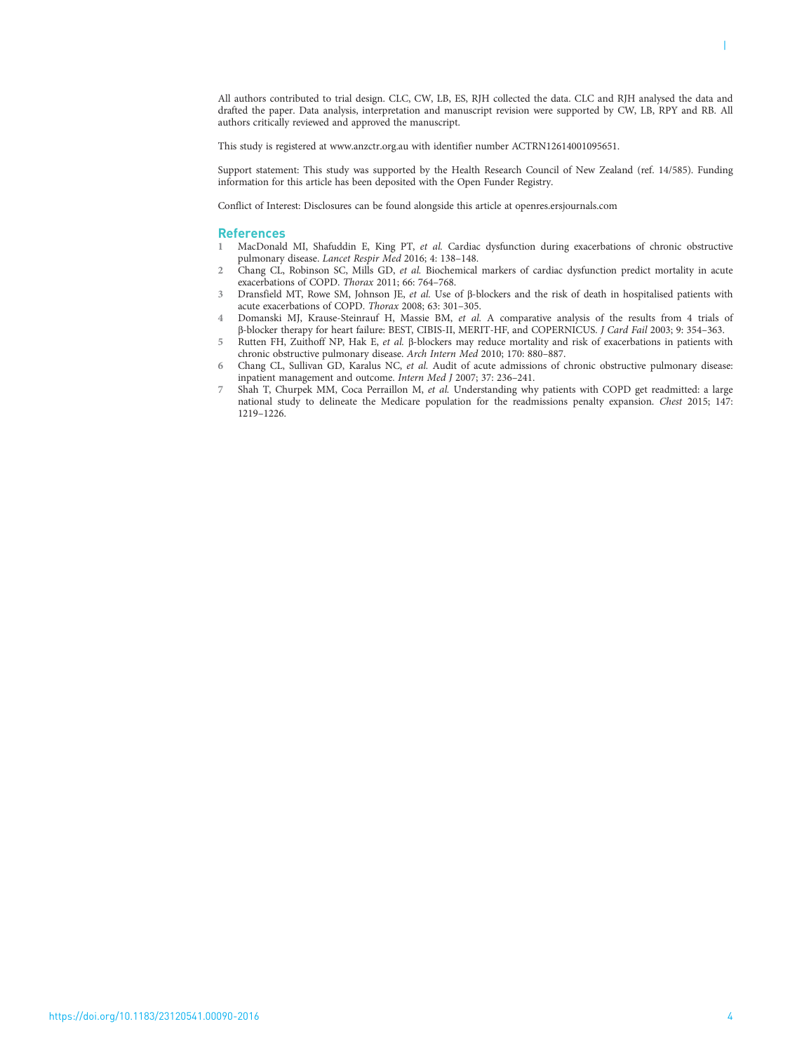All authors contributed to trial design. CLC, CW, LB, ES, RJH collected the data. CLC and RJH analysed the data and drafted the paper. Data analysis, interpretation and manuscript revision were supported by CW, LB, RPY and RB. All authors critically reviewed and approved the manuscript.

This study is registered at www.anzctr.org.au with identifier number ACTRN12614001095651.

Support statement: This study was supported by the Health Research Council of New Zealand (ref. 14/585). Funding information for this article has been deposited with the Open Funder Registry.

Conflict of Interest: Disclosures can be found alongside this article at openres.ersjournals.com

## References

1. MacDonald MI, Shafuddin E, King PT, *et al.* Cardiac dysfunction during exacerbations of chronic obstructive pulmonary disease. *Lancet Respir Med* 2016; 4: 138–148.
2. Chang CL, Robinson SC, Mills GD, *et al.* Biochemical markers of cardiac dysfunction predict mortality in acute exacerbations of COPD. *Thorax* 2011; 66: 764–768.
3. Dransfield MT, Rowe SM, Johnson JE, *et al.* Use of β-blockers and the risk of death in hospitalised patients with acute exacerbations of COPD. *Thorax* 2008; 63: 301–305.
4. Domanski MJ, Krause-Steinrauf H, Massie BM, *et al.* A comparative analysis of the results from 4 trials of β-blocker therapy for heart failure: BEST, CIBIS-II, MERIT-HF, and COPERNICUS. *J Card Fail* 2003; 9: 354–363.
5. Rutten FH, Zuithoff NP, Hak E, *et al.* β-blockers may reduce mortality and risk of exacerbations in patients with chronic obstructive pulmonary disease. *Arch Intern Med* 2010; 170: 880–887.
6. Chang CL, Sullivan GD, Karalus NC, *et al.* Audit of acute admissions of chronic obstructive pulmonary disease: inpatient management and outcome. *Intern Med J* 2007; 37: 236–241.
7. Shah T, Churpek MM, Coca Perraillon M, *et al.* Understanding why patients with COPD get readmitted: a large national study to delineate the Medicare population for the readmissions penalty expansion. *Chest* 2015; 147: 1219–1226.